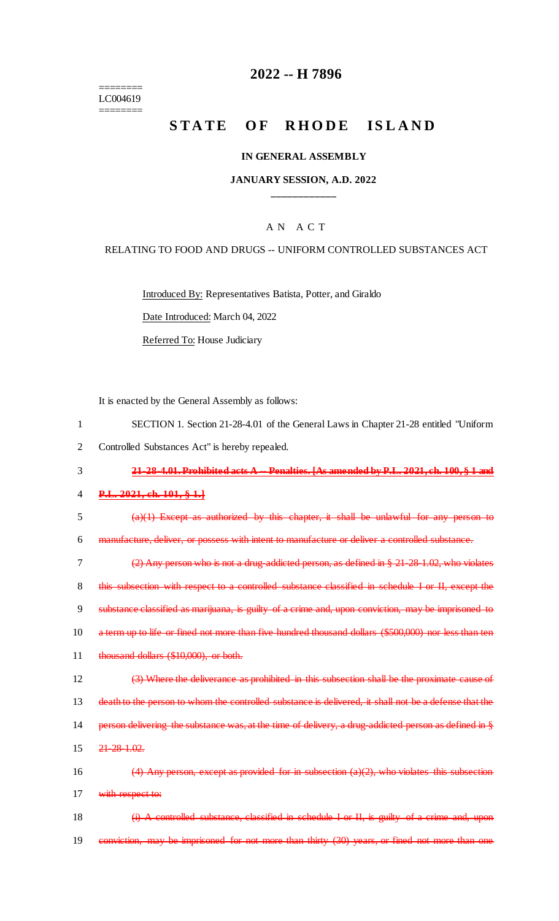========
LC004619
========

# 2022 -- H 7896

# STATE OF RHODE ISLAND

## IN GENERAL ASSEMBLY

## JANUARY SESSION, A.D. 2022

____________

A N A C T

RELATING TO FOOD AND DRUGS -- UNIFORM CONTROLLED SUBSTANCES ACT

Introduced By: Representatives Batista, Potter, and Giraldo

Date Introduced: March 04, 2022

Referred To: House Judiciary

It is enacted by the General Assembly as follows:

1 SECTION 1. Section 21-28-4.01 of the General Laws in Chapter 21-28 entitled "Uniform
2 Controlled Substances Act" is hereby repealed.

3 ~~**21-28-4.01. Prohibited acts A -- Penalties. [As amended by P.L. 2021, ch. 100, § 1 and**~~
4 ~~**P.L. 2021, ch. 101, § 1.]**~~

5 ~~(a)(1) Except as authorized by this chapter, it shall be unlawful for any person to~~
6 ~~manufacture, deliver, or possess with intent to manufacture or deliver a controlled substance.~~

7 ~~(2) Any person who is not a drug-addicted person, as defined in § 21-28-1.02, who violates~~
8 ~~this subsection with respect to a controlled substance classified in schedule I or II, except the~~
9 ~~substance classified as marijuana, is guilty of a crime and, upon conviction, may be imprisoned to~~
10 ~~a term up to life or fined not more than five hundred thousand dollars ($500,000) nor less than ten~~
11 ~~thousand dollars ($10,000), or both.~~

12 ~~(3) Where the deliverance as prohibited in this subsection shall be the proximate cause of~~
13 ~~death to the person to whom the controlled substance is delivered, it shall not be a defense that the~~
14 ~~person delivering the substance was, at the time of delivery, a drug-addicted person as defined in §~~
15 ~~21-28-1.02.~~

16 ~~(4) Any person, except as provided for in subsection (a)(2), who violates this subsection~~
17 ~~with respect to:~~

18 ~~(i) A controlled substance, classified in schedule I or II, is guilty of a crime and, upon~~
19 ~~conviction, may be imprisoned for not more than thirty (30) years, or fined not more than one~~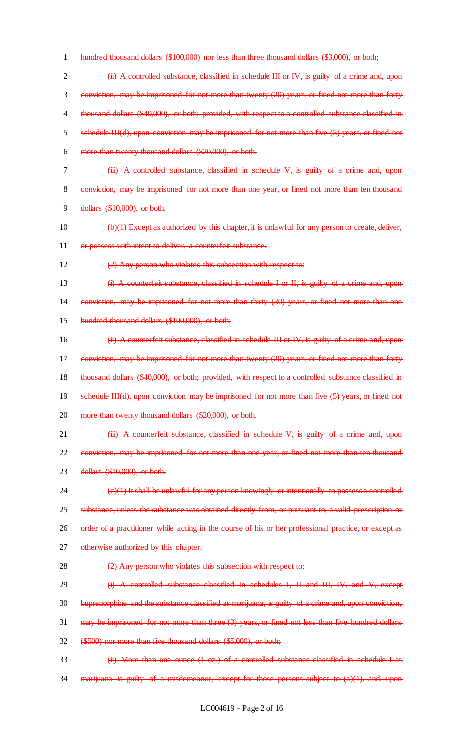hundred thousand dollars ($100,000) nor less than three thousand dollars ($3,000), or both;

(ii) A controlled substance, classified in schedule III or IV, is guilty of a crime and, upon conviction, may be imprisoned for not more than twenty (20) years, or fined not more than forty thousand dollars ($40,000), or both; provided, with respect to a controlled substance classified in schedule III(d), upon conviction may be imprisoned for not more than five (5) years, or fined not more than twenty thousand dollars ($20,000), or both.

(iii) A controlled substance, classified in schedule V, is guilty of a crime and, upon conviction, may be imprisoned for not more than one year, or fined not more than ten thousand dollars ($10,000), or both.

(b)(1) Except as authorized by this chapter, it is unlawful for any person to create, deliver, or possess with intent to deliver, a counterfeit substance.

(2) Any person who violates this subsection with respect to:

(i) A counterfeit substance, classified in schedule I or II, is guilty of a crime and, upon conviction, may be imprisoned for not more than thirty (30) years, or fined not more than one hundred thousand dollars ($100,000), or both;

(ii) A counterfeit substance, classified in schedule III or IV, is guilty of a crime and, upon conviction, may be imprisoned for not more than twenty (20) years, or fined not more than forty thousand dollars ($40,000), or both; provided, with respect to a controlled substance classified in schedule III(d), upon conviction may be imprisoned for not more than five (5) years, or fined not more than twenty thousand dollars ($20,000), or both.

(iii) A counterfeit substance, classified in schedule V, is guilty of a crime and, upon conviction, may be imprisoned for not more than one year, or fined not more than ten thousand dollars ($10,000), or both.

(c)(1) It shall be unlawful for any person knowingly or intentionally to possess a controlled substance, unless the substance was obtained directly from, or pursuant to, a valid prescription or order of a practitioner while acting in the course of his or her professional practice, or except as otherwise authorized by this chapter.

(2) Any person who violates this subsection with respect to:

(i) A controlled substance classified in schedules I, II and III, IV, and V, except buprenorphine and the substance classified as marijuana, is guilty of a crime and, upon conviction, may be imprisoned for not more than three (3) years, or fined not less than five hundred dollars ($500) nor more than five thousand dollars ($5,000), or both;

(ii) More than one ounce (1 oz.) of a controlled substance classified in schedule I as marijuana is guilty of a misdemeanor, except for those persons subject to (a)(1), and, upon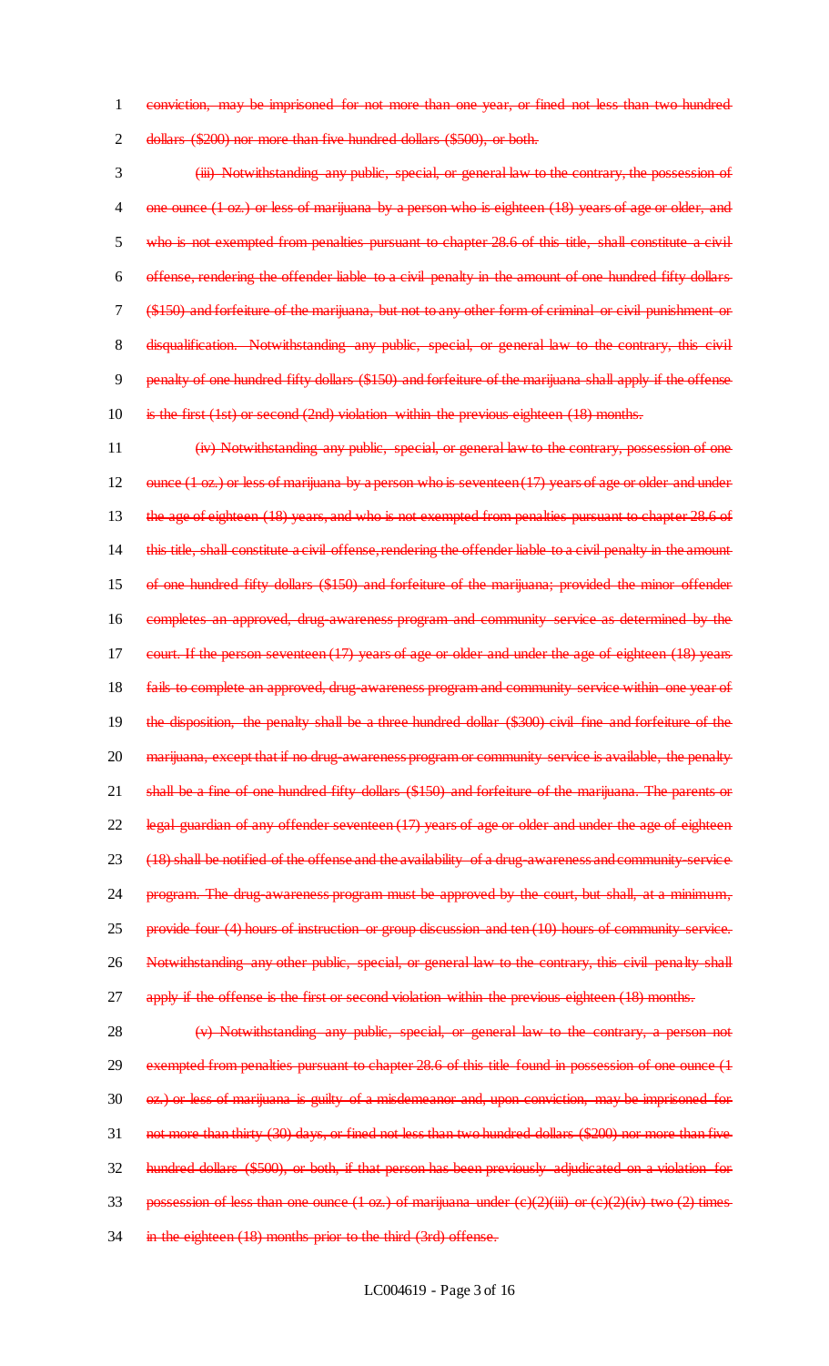conviction, may be imprisoned for not more than one year, or fined not less than two hundred dollars ($200) nor more than five hundred dollars ($500), or both.

(iii) Notwithstanding any public, special, or general law to the contrary, the possession of one ounce (1 oz.) or less of marijuana by a person who is eighteen (18) years of age or older, and who is not exempted from penalties pursuant to chapter 28.6 of this title, shall constitute a civil offense, rendering the offender liable to a civil penalty in the amount of one hundred fifty dollars ($150) and forfeiture of the marijuana, but not to any other form of criminal or civil punishment or disqualification. Notwithstanding any public, special, or general law to the contrary, this civil penalty of one hundred fifty dollars ($150) and forfeiture of the marijuana shall apply if the offense is the first (1st) or second (2nd) violation within the previous eighteen (18) months.

(iv) Notwithstanding any public, special, or general law to the contrary, possession of one ounce (1 oz.) or less of marijuana by a person who is seventeen (17) years of age or older and under the age of eighteen (18) years, and who is not exempted from penalties pursuant to chapter 28.6 of this title, shall constitute a civil offense, rendering the offender liable to a civil penalty in the amount of one hundred fifty dollars ($150) and forfeiture of the marijuana; provided the minor offender completes an approved, drug-awareness program and community service as determined by the court. If the person seventeen (17) years of age or older and under the age of eighteen (18) years fails to complete an approved, drug-awareness program and community service within one year of the disposition, the penalty shall be a three hundred dollar ($300) civil fine and forfeiture of the marijuana, except that if no drug-awareness program or community service is available, the penalty shall be a fine of one hundred fifty dollars ($150) and forfeiture of the marijuana. The parents or legal guardian of any offender seventeen (17) years of age or older and under the age of eighteen (18) shall be notified of the offense and the availability of a drug-awareness and community-service program. The drug-awareness program must be approved by the court, but shall, at a minimum, provide four (4) hours of instruction or group discussion and ten (10) hours of community service. Notwithstanding any other public, special, or general law to the contrary, this civil penalty shall apply if the offense is the first or second violation within the previous eighteen (18) months.

(v) Notwithstanding any public, special, or general law to the contrary, a person not exempted from penalties pursuant to chapter 28.6 of this title found in possession of one ounce (1 oz.) or less of marijuana is guilty of a misdemeanor and, upon conviction, may be imprisoned for not more than thirty (30) days, or fined not less than two hundred dollars ($200) nor more than five hundred dollars ($500), or both, if that person has been previously adjudicated on a violation for possession of less than one ounce (1 oz.) of marijuana under (c)(2)(iii) or (c)(2)(iv) two (2) times in the eighteen (18) months prior to the third (3rd) offense.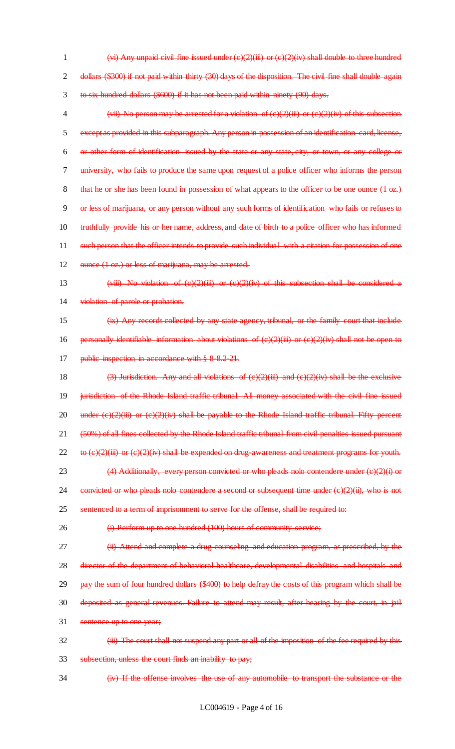~~(vi) Any unpaid civil fine issued under (c)(2)(iii) or (c)(2)(iv) shall double to three hundred dollars ($300) if not paid within thirty (30) days of the disposition. The civil fine shall double again to six hundred dollars ($600) if it has not been paid within ninety (90) days.~~

~~(vii) No person may be arrested for a violation of (c)(2)(iii) or (c)(2)(iv) of this subsection except as provided in this subparagraph. Any person in possession of an identification card, license, or other form of identification issued by the state or any state, city, or town, or any college or university, who fails to produce the same upon request of a police officer who informs the person that he or she has been found in possession of what appears to the officer to be one ounce (1 oz.) or less of marijuana, or any person without any such forms of identification who fails or refuses to truthfully provide his or her name, address, and date of birth to a police officer who has informed such person that the officer intends to provide such individual with a citation for possession of one ounce (1 oz.) or less of marijuana, may be arrested.~~

~~(viii) No violation of (c)(2)(iii) or (c)(2)(iv) of this subsection shall be considered a violation of parole or probation.~~

~~(ix) Any records collected by any state agency, tribunal, or the family court that include personally identifiable information about violations of (c)(2)(iii) or (c)(2)(iv) shall not be open to public inspection in accordance with § 8-8.2-21.~~

~~(3) Jurisdiction. Any and all violations of (c)(2)(iii) and (c)(2)(iv) shall be the exclusive jurisdiction of the Rhode Island traffic tribunal. All money associated with the civil fine issued under (c)(2)(iii) or (c)(2)(iv) shall be payable to the Rhode Island traffic tribunal. Fifty percent (50%) of all fines collected by the Rhode Island traffic tribunal from civil penalties issued pursuant to (c)(2)(iii) or (c)(2)(iv) shall be expended on drug-awareness and treatment programs for youth.~~

~~(4) Additionally, every person convicted or who pleads nolo contendere under (c)(2)(i) or convicted or who pleads nolo contendere a second or subsequent time under (c)(2)(ii), who is not sentenced to a term of imprisonment to serve for the offense, shall be required to:~~

~~(i) Perform up to one hundred (100) hours of community service;~~

~~(ii) Attend and complete a drug-counseling and education program, as prescribed, by the director of the department of behavioral healthcare, developmental disabilities and hospitals and pay the sum of four hundred dollars ($400) to help defray the costs of this program which shall be deposited as general revenues. Failure to attend may result, after hearing by the court, in jail sentence up to one year;~~

~~(iii) The court shall not suspend any part or all of the imposition of the fee required by this subsection, unless the court finds an inability to pay;~~

~~(iv) If the offense involves the use of any automobile to transport the substance or the~~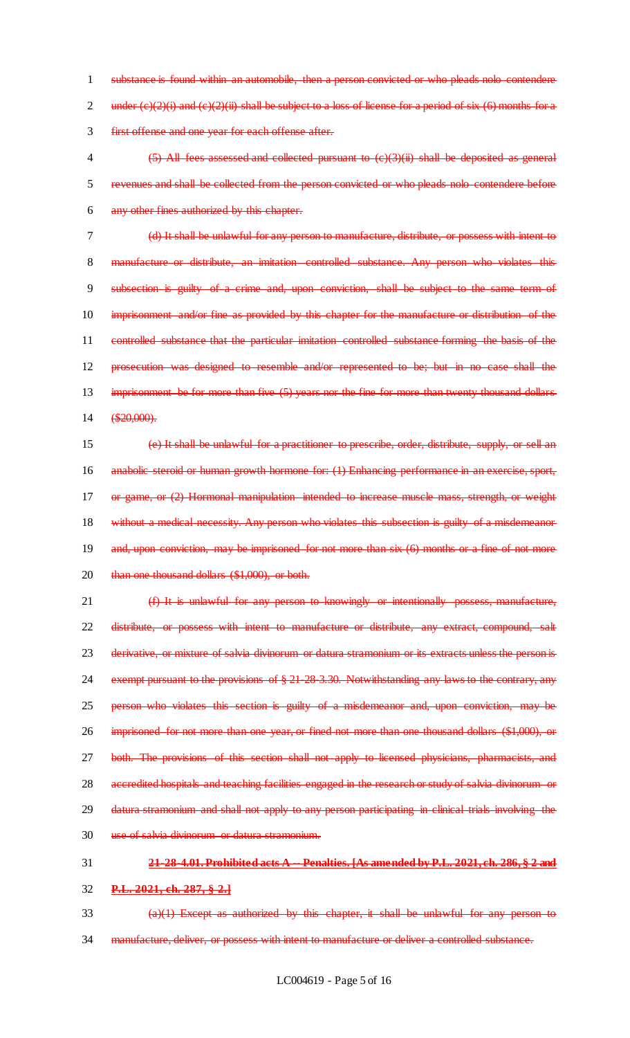substance is found within an automobile, then a person convicted or who pleads nolo contendere under (c)(2)(i) and (c)(2)(ii) shall be subject to a loss of license for a period of six (6) months for a first offense and one year for each offense after.

(5) All fees assessed and collected pursuant to (c)(3)(ii) shall be deposited as general revenues and shall be collected from the person convicted or who pleads nolo contendere before any other fines authorized by this chapter.

(d) It shall be unlawful for any person to manufacture, distribute, or possess with intent to manufacture or distribute, an imitation controlled substance. Any person who violates this subsection is guilty of a crime and, upon conviction, shall be subject to the same term of imprisonment and/or fine as provided by this chapter for the manufacture or distribution of the controlled substance that the particular imitation controlled substance forming the basis of the prosecution was designed to resemble and/or represented to be; but in no case shall the imprisonment be for more than five (5) years nor the fine for more than twenty thousand dollars ($20,000).

(e) It shall be unlawful for a practitioner to prescribe, order, distribute, supply, or sell an anabolic steroid or human growth hormone for: (1) Enhancing performance in an exercise, sport, or game, or (2) Hormonal manipulation intended to increase muscle mass, strength, or weight without a medical necessity. Any person who violates this subsection is guilty of a misdemeanor and, upon conviction, may be imprisoned for not more than six (6) months or a fine of not more than one thousand dollars ($1,000), or both.

(f) It is unlawful for any person to knowingly or intentionally possess, manufacture, distribute, or possess with intent to manufacture or distribute, any extract, compound, salt derivative, or mixture of salvia divinorum or datura stramonium or its extracts unless the person is exempt pursuant to the provisions of § 21-28-3.30. Notwithstanding any laws to the contrary, any person who violates this section is guilty of a misdemeanor and, upon conviction, may be imprisoned for not more than one year, or fined not more than one thousand dollars ($1,000), or both. The provisions of this section shall not apply to licensed physicians, pharmacists, and accredited hospitals and teaching facilities engaged in the research or study of salvia divinorum or datura stramonium and shall not apply to any person participating in clinical trials involving the use of salvia divinorum or datura stramonium.

**21-28-4.01. Prohibited acts A -- Penalties. [As amended by P.L. 2021, ch. 286, § 2 and P.L. 2021, ch. 287, § 2.]**

(a)(1) Except as authorized by this chapter, it shall be unlawful for any person to manufacture, deliver, or possess with intent to manufacture or deliver a controlled substance.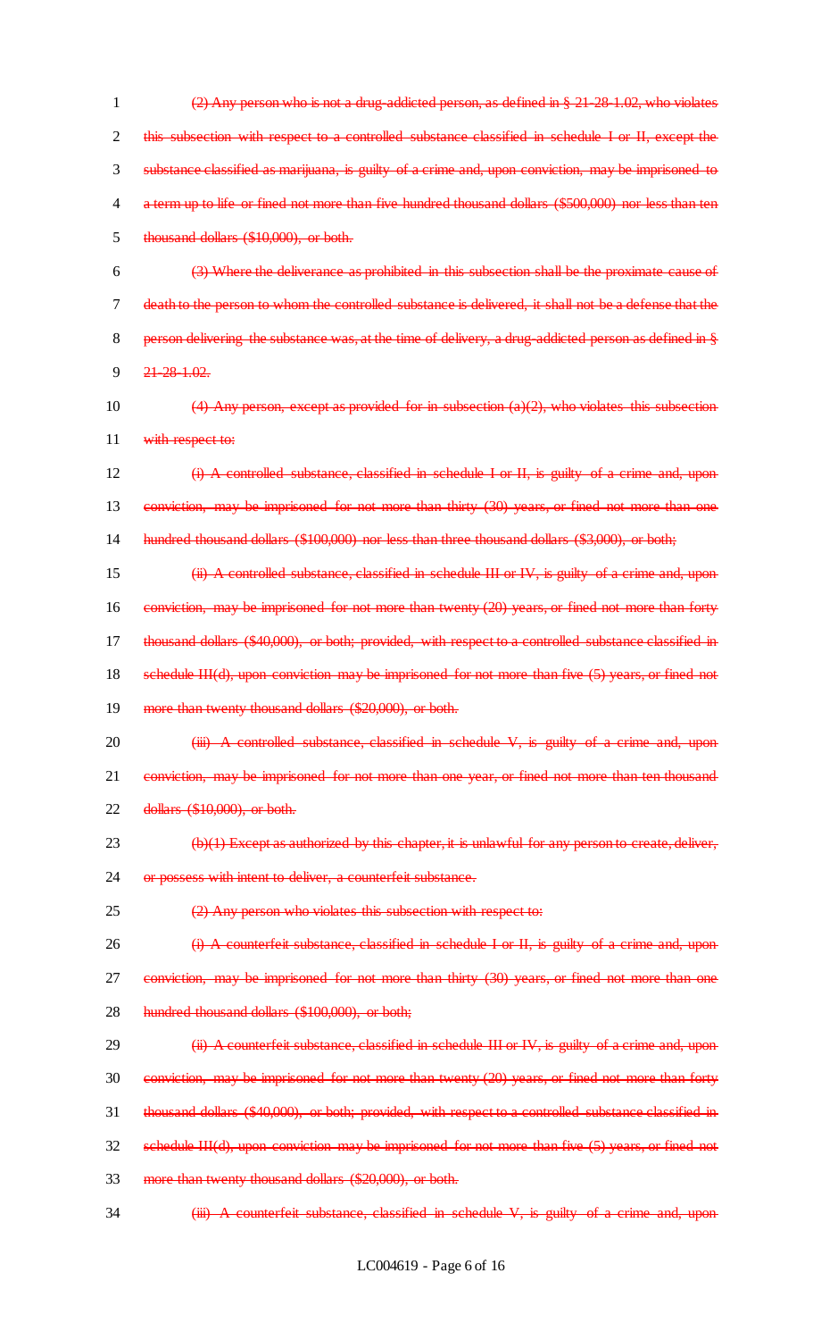~~(2) Any person who is not a drug-addicted person, as defined in § 21-28-1.02, who violates this subsection with respect to a controlled substance classified in schedule I or II, except the substance classified as marijuana, is guilty of a crime and, upon conviction, may be imprisoned to a term up to life or fined not more than five hundred thousand dollars ($500,000) nor less than ten thousand dollars ($10,000), or both.~~

~~(3) Where the deliverance as prohibited in this subsection shall be the proximate cause of death to the person to whom the controlled substance is delivered, it shall not be a defense that the person delivering the substance was, at the time of delivery, a drug-addicted person as defined in § 21-28-1.02.~~

~~(4) Any person, except as provided for in subsection (a)(2), who violates this subsection with respect to:~~

~~(i) A controlled substance, classified in schedule I or II, is guilty of a crime and, upon conviction, may be imprisoned for not more than thirty (30) years, or fined not more than one hundred thousand dollars ($100,000) nor less than three thousand dollars ($3,000), or both;~~

~~(ii) A controlled substance, classified in schedule III or IV, is guilty of a crime and, upon conviction, may be imprisoned for not more than twenty (20) years, or fined not more than forty thousand dollars ($40,000), or both; provided, with respect to a controlled substance classified in schedule III(d), upon conviction may be imprisoned for not more than five (5) years, or fined not more than twenty thousand dollars ($20,000), or both.~~

~~(iii) A controlled substance, classified in schedule V, is guilty of a crime and, upon conviction, may be imprisoned for not more than one year, or fined not more than ten thousand dollars ($10,000), or both.~~

~~(b)(1) Except as authorized by this chapter, it is unlawful for any person to create, deliver, or possess with intent to deliver, a counterfeit substance.~~

~~(2) Any person who violates this subsection with respect to:~~

~~(i) A counterfeit substance, classified in schedule I or II, is guilty of a crime and, upon conviction, may be imprisoned for not more than thirty (30) years, or fined not more than one hundred thousand dollars ($100,000), or both;~~

~~(ii) A counterfeit substance, classified in schedule III or IV, is guilty of a crime and, upon conviction, may be imprisoned for not more than twenty (20) years, or fined not more than forty thousand dollars ($40,000), or both; provided, with respect to a controlled substance classified in schedule III(d), upon conviction may be imprisoned for not more than five (5) years, or fined not more than twenty thousand dollars ($20,000), or both.~~

~~(iii) A counterfeit substance, classified in schedule V, is guilty of a crime and, upon~~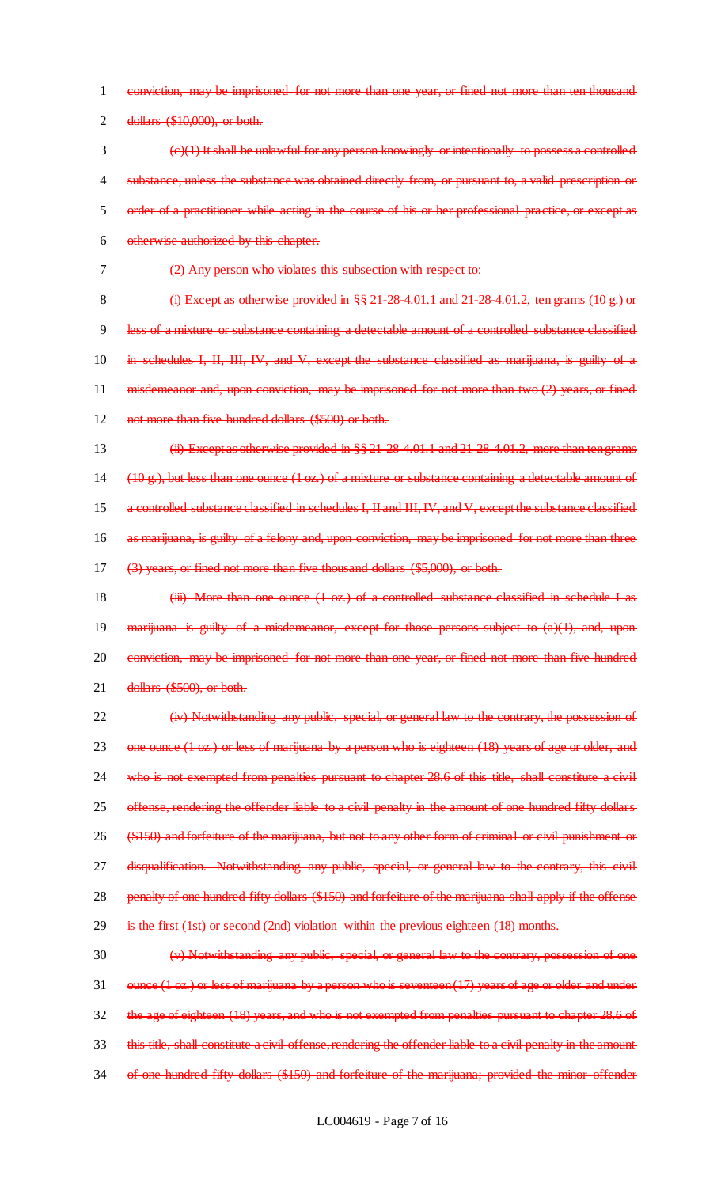~~conviction, may be imprisoned for not more than one year, or fined not more than ten thousand dollars ($10,000), or both.~~

~~(c)(1) It shall be unlawful for any person knowingly or intentionally to possess a controlled substance, unless the substance was obtained directly from, or pursuant to, a valid prescription or order of a practitioner while acting in the course of his or her professional practice, or except as otherwise authorized by this chapter.~~

~~(2) Any person who violates this subsection with respect to:~~

~~(i) Except as otherwise provided in §§ 21-28-4.01.1 and 21-28-4.01.2, ten grams (10 g.) or less of a mixture or substance containing a detectable amount of a controlled substance classified in schedules I, II, III, IV, and V, except the substance classified as marijuana, is guilty of a misdemeanor and, upon conviction, may be imprisoned for not more than two (2) years, or fined not more than five hundred dollars ($500) or both.~~

~~(ii) Except as otherwise provided in §§ 21-28-4.01.1 and 21-28-4.01.2, more than ten grams (10 g.), but less than one ounce (1 oz.) of a mixture or substance containing a detectable amount of a controlled substance classified in schedules I, II and III, IV, and V, except the substance classified as marijuana, is guilty of a felony and, upon conviction, may be imprisoned for not more than three (3) years, or fined not more than five thousand dollars ($5,000), or both.~~

~~(iii) More than one ounce (1 oz.) of a controlled substance classified in schedule I as marijuana is guilty of a misdemeanor, except for those persons subject to (a)(1), and, upon conviction, may be imprisoned for not more than one year, or fined not more than five hundred dollars ($500), or both.~~

~~(iv) Notwithstanding any public, special, or general law to the contrary, the possession of one ounce (1 oz.) or less of marijuana by a person who is eighteen (18) years of age or older, and who is not exempted from penalties pursuant to chapter 28.6 of this title, shall constitute a civil offense, rendering the offender liable to a civil penalty in the amount of one hundred fifty dollars ($150) and forfeiture of the marijuana, but not to any other form of criminal or civil punishment or disqualification. Notwithstanding any public, special, or general law to the contrary, this civil penalty of one hundred fifty dollars ($150) and forfeiture of the marijuana shall apply if the offense is the first (1st) or second (2nd) violation within the previous eighteen (18) months.~~

~~(v) Notwithstanding any public, special, or general law to the contrary, possession of one ounce (1 oz.) or less of marijuana by a person who is seventeen (17) years of age or older and under the age of eighteen (18) years, and who is not exempted from penalties pursuant to chapter 28.6 of this title, shall constitute a civil offense, rendering the offender liable to a civil penalty in the amount of one hundred fifty dollars ($150) and forfeiture of the marijuana; provided the minor offender~~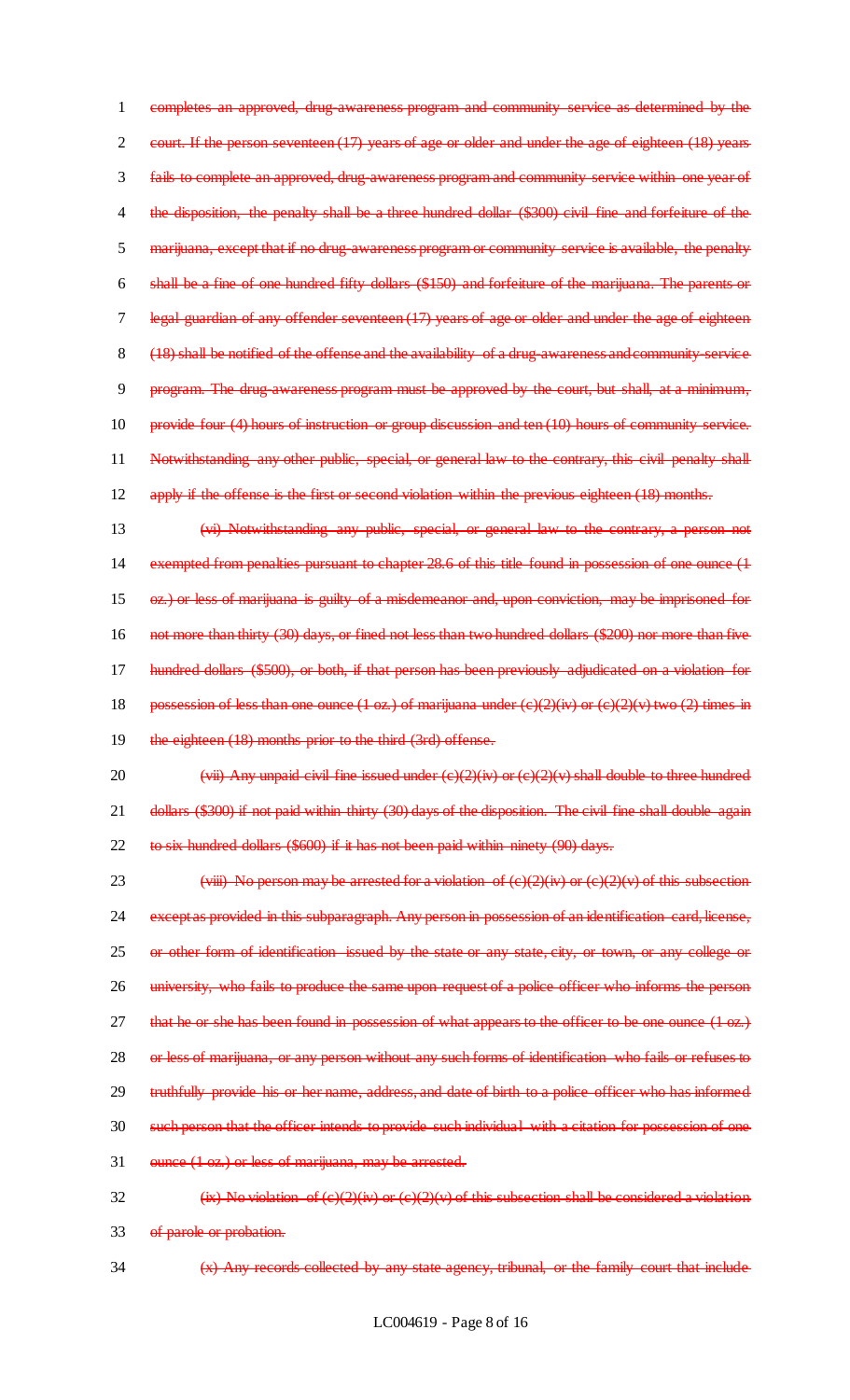completes an approved, drug-awareness program and community service as determined by the court. If the person seventeen (17) years of age or older and under the age of eighteen (18) years fails to complete an approved, drug-awareness program and community service within one year of the disposition, the penalty shall be a three hundred dollar ($300) civil fine and forfeiture of the marijuana, except that if no drug-awareness program or community service is available, the penalty shall be a fine of one hundred fifty dollars ($150) and forfeiture of the marijuana. The parents or legal guardian of any offender seventeen (17) years of age or older and under the age of eighteen (18) shall be notified of the offense and the availability of a drug-awareness and community-service program. The drug-awareness program must be approved by the court, but shall, at a minimum, provide four (4) hours of instruction or group discussion and ten (10) hours of community service. Notwithstanding any other public, special, or general law to the contrary, this civil penalty shall apply if the offense is the first or second violation within the previous eighteen (18) months.

(vi) Notwithstanding any public, special, or general law to the contrary, a person not exempted from penalties pursuant to chapter 28.6 of this title found in possession of one ounce (1 oz.) or less of marijuana is guilty of a misdemeanor and, upon conviction, may be imprisoned for not more than thirty (30) days, or fined not less than two hundred dollars ($200) nor more than five hundred dollars ($500), or both, if that person has been previously adjudicated on a violation for possession of less than one ounce (1 oz.) of marijuana under (c)(2)(iv) or (c)(2)(v) two (2) times in the eighteen (18) months prior to the third (3rd) offense.

(vii) Any unpaid civil fine issued under (c)(2)(iv) or (c)(2)(v) shall double to three hundred dollars ($300) if not paid within thirty (30) days of the disposition. The civil fine shall double again to six hundred dollars ($600) if it has not been paid within ninety (90) days.

(viii) No person may be arrested for a violation of (c)(2)(iv) or (c)(2)(v) of this subsection except as provided in this subparagraph. Any person in possession of an identification card, license, or other form of identification issued by the state or any state, city, or town, or any college or university, who fails to produce the same upon request of a police officer who informs the person that he or she has been found in possession of what appears to the officer to be one ounce (1 oz.) or less of marijuana, or any person without any such forms of identification who fails or refuses to truthfully provide his or her name, address, and date of birth to a police officer who has informed such person that the officer intends to provide such individual with a citation for possession of one ounce (1 oz.) or less of marijuana, may be arrested.

(ix) No violation of (c)(2)(iv) or (c)(2)(v) of this subsection shall be considered a violation of parole or probation.

(x) Any records collected by any state agency, tribunal, or the family court that include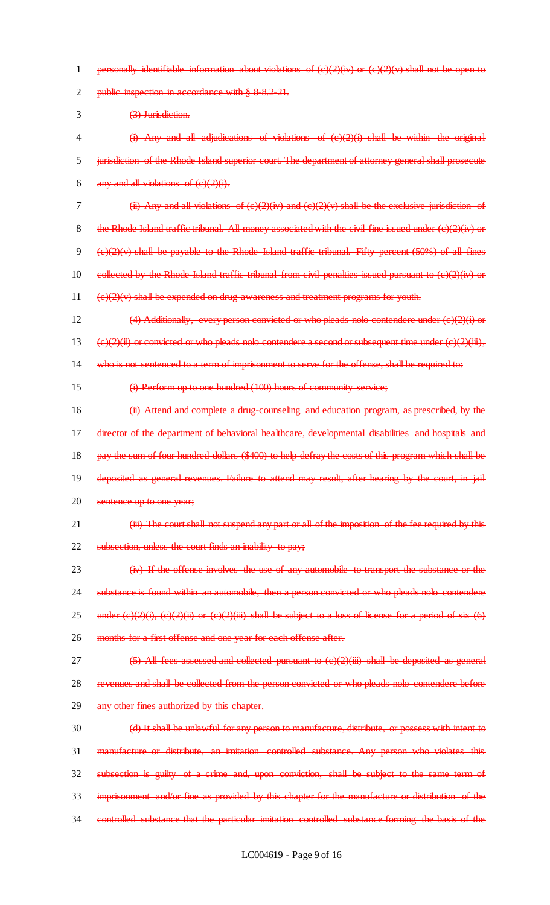~~personally identifiable information about violations of (c)(2)(iv) or (c)(2)(v) shall not be open to public inspection in accordance with § 8-8.2-21.~~

~~(3) Jurisdiction.~~

~~(i) Any and all adjudications of violations of (c)(2)(i) shall be within the original jurisdiction of the Rhode Island superior court. The department of attorney general shall prosecute any and all violations of (c)(2)(i).~~

~~(ii) Any and all violations of (c)(2)(iv) and (c)(2)(v) shall be the exclusive jurisdiction of the Rhode Island traffic tribunal. All money associated with the civil fine issued under (c)(2)(iv) or (c)(2)(v) shall be payable to the Rhode Island traffic tribunal. Fifty percent (50%) of all fines collected by the Rhode Island traffic tribunal from civil penalties issued pursuant to (c)(2)(iv) or (c)(2)(v) shall be expended on drug-awareness and treatment programs for youth.~~

~~(4) Additionally, every person convicted or who pleads nolo contendere under (c)(2)(i) or (c)(2)(ii) or convicted or who pleads nolo contendere a second or subsequent time under (c)(2)(iii), who is not sentenced to a term of imprisonment to serve for the offense, shall be required to:~~

~~(i) Perform up to one hundred (100) hours of community service;~~

~~(ii) Attend and complete a drug-counseling and education program, as prescribed, by the director of the department of behavioral healthcare, developmental disabilities and hospitals and pay the sum of four hundred dollars ($400) to help defray the costs of this program which shall be deposited as general revenues. Failure to attend may result, after hearing by the court, in jail sentence up to one year;~~

~~(iii) The court shall not suspend any part or all of the imposition of the fee required by this subsection, unless the court finds an inability to pay;~~

~~(iv) If the offense involves the use of any automobile to transport the substance or the substance is found within an automobile, then a person convicted or who pleads nolo contendere under (c)(2)(i), (c)(2)(ii) or (c)(2)(iii) shall be subject to a loss of license for a period of six (6) months for a first offense and one year for each offense after.~~

~~(5) All fees assessed and collected pursuant to (c)(2)(iii) shall be deposited as general revenues and shall be collected from the person convicted or who pleads nolo contendere before any other fines authorized by this chapter.~~

~~(d) It shall be unlawful for any person to manufacture, distribute, or possess with intent to manufacture or distribute, an imitation controlled substance. Any person who violates this subsection is guilty of a crime and, upon conviction, shall be subject to the same term of imprisonment and/or fine as provided by this chapter for the manufacture or distribution of the controlled substance that the particular imitation controlled substance forming the basis of the~~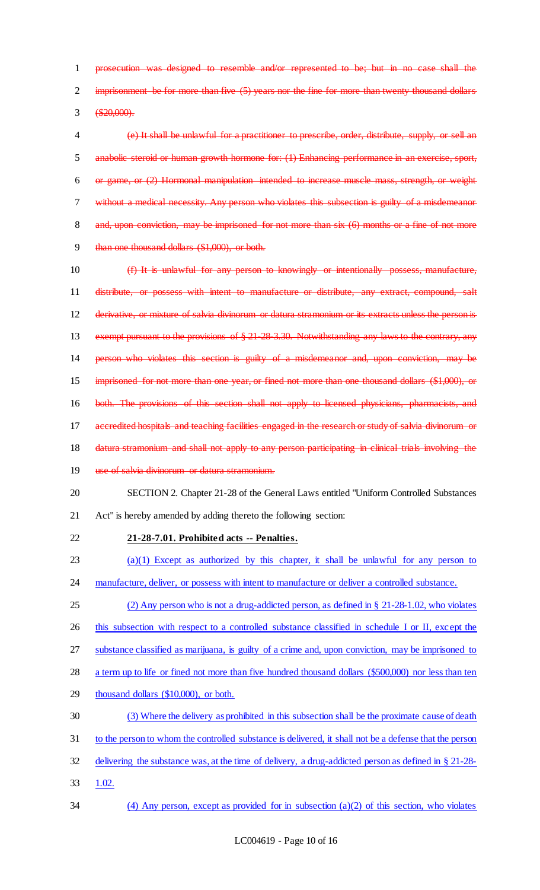~~prosecution was designed to resemble and/or represented to be; but in no case shall the imprisonment be for more than five (5) years nor the fine for more than twenty thousand dollars ($20,000).~~

~~(e) It shall be unlawful for a practitioner to prescribe, order, distribute, supply, or sell an anabolic steroid or human growth hormone for: (1) Enhancing performance in an exercise, sport, or game, or (2) Hormonal manipulation intended to increase muscle mass, strength, or weight without a medical necessity. Any person who violates this subsection is guilty of a misdemeanor and, upon conviction, may be imprisoned for not more than six (6) months or a fine of not more than one thousand dollars ($1,000), or both.~~

~~(f) It is unlawful for any person to knowingly or intentionally possess, manufacture, distribute, or possess with intent to manufacture or distribute, any extract, compound, salt derivative, or mixture of salvia divinorum or datura stramonium or its extracts unless the person is exempt pursuant to the provisions of § 21-28-3.30. Notwithstanding any laws to the contrary, any person who violates this section is guilty of a misdemeanor and, upon conviction, may be imprisoned for not more than one year, or fined not more than one thousand dollars ($1,000), or both. The provisions of this section shall not apply to licensed physicians, pharmacists, and accredited hospitals and teaching facilities engaged in the research or study of salvia divinorum or datura stramonium and shall not apply to any person participating in clinical trials involving the use of salvia divinorum or datura stramonium.~~

SECTION 2. Chapter 21-28 of the General Laws entitled "Uniform Controlled Substances Act" is hereby amended by adding thereto the following section:

**21-28-7.01. Prohibited acts -- Penalties.**

<u>(a)(1) Except as authorized by this chapter, it shall be unlawful for any person to manufacture, deliver, or possess with intent to manufacture or deliver a controlled substance.</u>

<u>(2) Any person who is not a drug-addicted person, as defined in § 21-28-1.02, who violates this subsection with respect to a controlled substance classified in schedule I or II, except the substance classified as marijuana, is guilty of a crime and, upon conviction, may be imprisoned to a term up to life or fined not more than five hundred thousand dollars ($500,000) nor less than ten thousand dollars ($10,000), or both.</u>

<u>(3) Where the delivery as prohibited in this subsection shall be the proximate cause of death to the person to whom the controlled substance is delivered, it shall not be a defense that the person delivering the substance was, at the time of delivery, a drug-addicted person as defined in § 21-28-1.02.</u>

<u>(4) Any person, except as provided for in subsection (a)(2) of this section, who violates</u>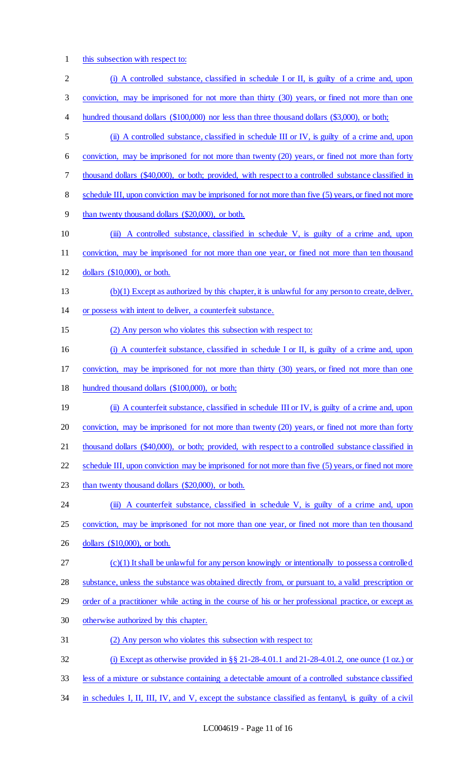this subsection with respect to:

(i) A controlled substance, classified in schedule I or II, is guilty of a crime and, upon conviction, may be imprisoned for not more than thirty (30) years, or fined not more than one hundred thousand dollars ($100,000) nor less than three thousand dollars ($3,000), or both;

(ii) A controlled substance, classified in schedule III or IV, is guilty of a crime and, upon conviction, may be imprisoned for not more than twenty (20) years, or fined not more than forty thousand dollars ($40,000), or both; provided, with respect to a controlled substance classified in schedule III, upon conviction may be imprisoned for not more than five (5) years, or fined not more than twenty thousand dollars ($20,000), or both.

(iii) A controlled substance, classified in schedule V, is guilty of a crime and, upon conviction, may be imprisoned for not more than one year, or fined not more than ten thousand dollars ($10,000), or both.

(b)(1) Except as authorized by this chapter, it is unlawful for any person to create, deliver, or possess with intent to deliver, a counterfeit substance.

(2) Any person who violates this subsection with respect to:

(i) A counterfeit substance, classified in schedule I or II, is guilty of a crime and, upon conviction, may be imprisoned for not more than thirty (30) years, or fined not more than one hundred thousand dollars ($100,000), or both;

(ii) A counterfeit substance, classified in schedule III or IV, is guilty of a crime and, upon conviction, may be imprisoned for not more than twenty (20) years, or fined not more than forty thousand dollars ($40,000), or both; provided, with respect to a controlled substance classified in schedule III, upon conviction may be imprisoned for not more than five (5) years, or fined not more than twenty thousand dollars ($20,000), or both.

(iii) A counterfeit substance, classified in schedule V, is guilty of a crime and, upon conviction, may be imprisoned for not more than one year, or fined not more than ten thousand dollars ($10,000), or both.

(c)(1) It shall be unlawful for any person knowingly or intentionally to possess a controlled substance, unless the substance was obtained directly from, or pursuant to, a valid prescription or order of a practitioner while acting in the course of his or her professional practice, or except as otherwise authorized by this chapter.

(2) Any person who violates this subsection with respect to:

(i) Except as otherwise provided in §§ 21-28-4.01.1 and 21-28-4.01.2, one ounce (1 oz.) or less of a mixture or substance containing a detectable amount of a controlled substance classified in schedules I, II, III, IV, and V, except the substance classified as fentanyl, is guilty of a civil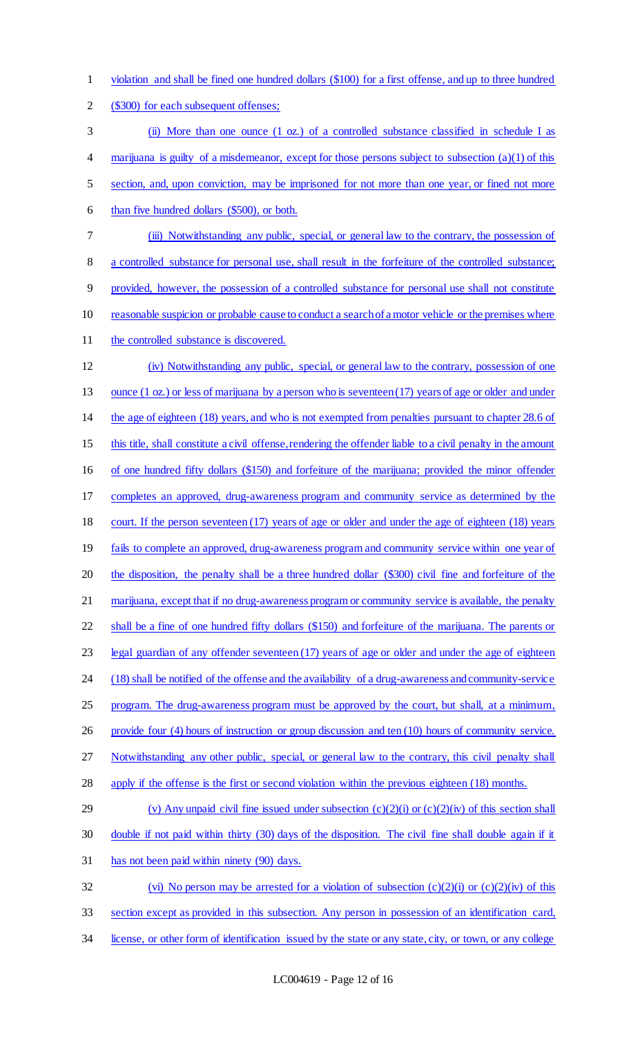violation and shall be fined one hundred dollars ($100) for a first offense, and up to three hundred ($300) for each subsequent offenses;

(ii) More than one ounce (1 oz.) of a controlled substance classified in schedule I as marijuana is guilty of a misdemeanor, except for those persons subject to subsection (a)(1) of this section, and, upon conviction, may be imprisoned for not more than one year, or fined not more than five hundred dollars ($500), or both.

(iii) Notwithstanding any public, special, or general law to the contrary, the possession of a controlled substance for personal use, shall result in the forfeiture of the controlled substance; provided, however, the possession of a controlled substance for personal use shall not constitute reasonable suspicion or probable cause to conduct a search of a motor vehicle or the premises where the controlled substance is discovered.

(iv) Notwithstanding any public, special, or general law to the contrary, possession of one ounce (1 oz.) or less of marijuana by a person who is seventeen (17) years of age or older and under the age of eighteen (18) years, and who is not exempted from penalties pursuant to chapter 28.6 of this title, shall constitute a civil offense, rendering the offender liable to a civil penalty in the amount of one hundred fifty dollars ($150) and forfeiture of the marijuana; provided the minor offender completes an approved, drug-awareness program and community service as determined by the court. If the person seventeen (17) years of age or older and under the age of eighteen (18) years fails to complete an approved, drug-awareness program and community service within one year of the disposition, the penalty shall be a three hundred dollar ($300) civil fine and forfeiture of the marijuana, except that if no drug-awareness program or community service is available, the penalty shall be a fine of one hundred fifty dollars ($150) and forfeiture of the marijuana. The parents or legal guardian of any offender seventeen (17) years of age or older and under the age of eighteen (18) shall be notified of the offense and the availability of a drug-awareness and community-service program. The drug-awareness program must be approved by the court, but shall, at a minimum, provide four (4) hours of instruction or group discussion and ten (10) hours of community service. Notwithstanding any other public, special, or general law to the contrary, this civil penalty shall apply if the offense is the first or second violation within the previous eighteen (18) months.

(v) Any unpaid civil fine issued under subsection (c)(2)(i) or (c)(2)(iv) of this section shall double if not paid within thirty (30) days of the disposition. The civil fine shall double again if it has not been paid within ninety (90) days.

(vi) No person may be arrested for a violation of subsection (c)(2)(i) or (c)(2)(iv) of this section except as provided in this subsection. Any person in possession of an identification card, license, or other form of identification issued by the state or any state, city, or town, or any college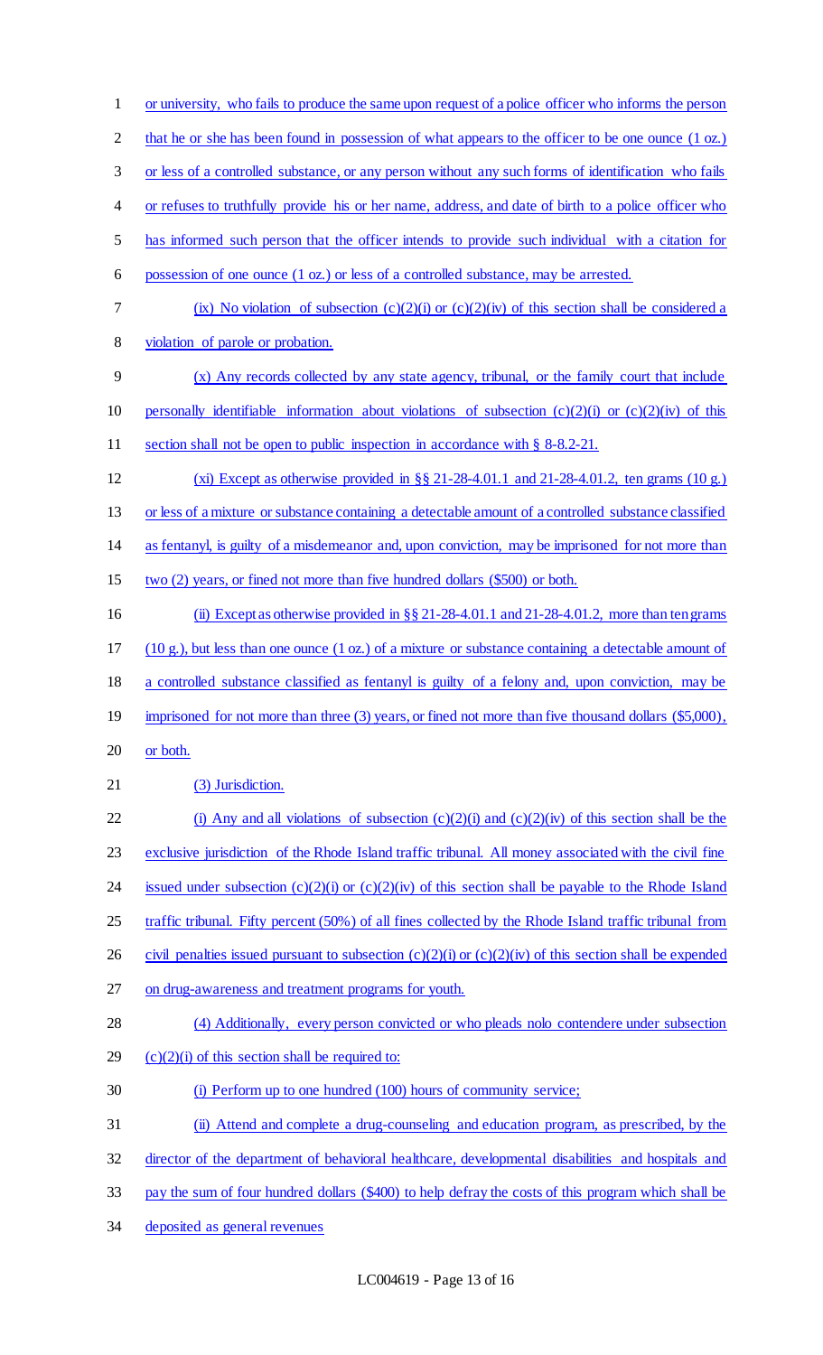or university, who fails to produce the same upon request of a police officer who informs the person that he or she has been found in possession of what appears to the officer to be one ounce (1 oz.) or less of a controlled substance, or any person without any such forms of identification who fails or refuses to truthfully provide his or her name, address, and date of birth to a police officer who has informed such person that the officer intends to provide such individual with a citation for possession of one ounce (1 oz.) or less of a controlled substance, may be arrested.

(ix) No violation of subsection (c)(2)(i) or (c)(2)(iv) of this section shall be considered a violation of parole or probation.

(x) Any records collected by any state agency, tribunal, or the family court that include personally identifiable information about violations of subsection (c)(2)(i) or (c)(2)(iv) of this section shall not be open to public inspection in accordance with § 8-8.2-21.

(xi) Except as otherwise provided in §§ 21-28-4.01.1 and 21-28-4.01.2, ten grams (10 g.) or less of a mixture or substance containing a detectable amount of a controlled substance classified as fentanyl, is guilty of a misdemeanor and, upon conviction, may be imprisoned for not more than two (2) years, or fined not more than five hundred dollars ($500) or both.

(ii) Except as otherwise provided in §§ 21-28-4.01.1 and 21-28-4.01.2, more than ten grams (10 g.), but less than one ounce (1 oz.) of a mixture or substance containing a detectable amount of a controlled substance classified as fentanyl is guilty of a felony and, upon conviction, may be imprisoned for not more than three (3) years, or fined not more than five thousand dollars ($5,000), or both.

(3) Jurisdiction.

(i) Any and all violations of subsection (c)(2)(i) and (c)(2)(iv) of this section shall be the exclusive jurisdiction of the Rhode Island traffic tribunal. All money associated with the civil fine issued under subsection (c)(2)(i) or (c)(2)(iv) of this section shall be payable to the Rhode Island traffic tribunal. Fifty percent (50%) of all fines collected by the Rhode Island traffic tribunal from civil penalties issued pursuant to subsection (c)(2)(i) or (c)(2)(iv) of this section shall be expended on drug-awareness and treatment programs for youth.

(4) Additionally, every person convicted or who pleads nolo contendere under subsection (c)(2)(i) of this section shall be required to:

(i) Perform up to one hundred (100) hours of community service;

(ii) Attend and complete a drug-counseling and education program, as prescribed, by the director of the department of behavioral healthcare, developmental disabilities and hospitals and pay the sum of four hundred dollars ($400) to help defray the costs of this program which shall be deposited as general revenues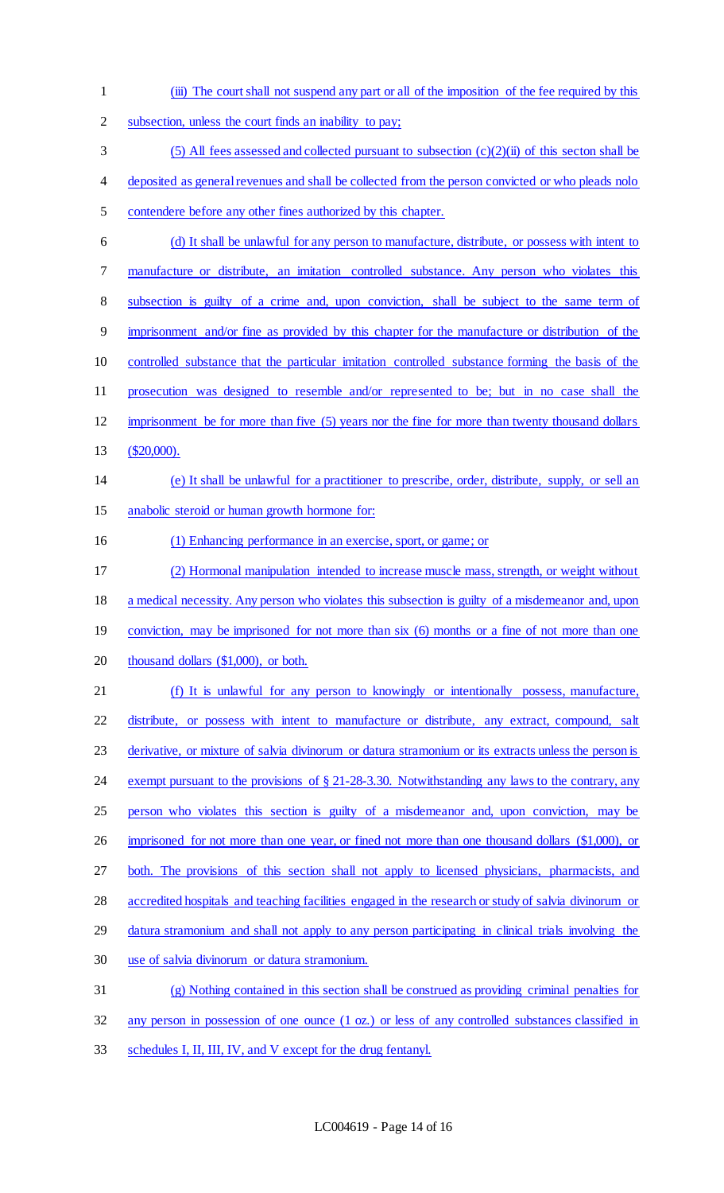(iii) The court shall not suspend any part or all of the imposition of the fee required by this subsection, unless the court finds an inability to pay;

(5) All fees assessed and collected pursuant to subsection (c)(2)(ii) of this secton shall be deposited as general revenues and shall be collected from the person convicted or who pleads nolo contendere before any other fines authorized by this chapter.

(d) It shall be unlawful for any person to manufacture, distribute, or possess with intent to manufacture or distribute, an imitation controlled substance. Any person who violates this subsection is guilty of a crime and, upon conviction, shall be subject to the same term of imprisonment and/or fine as provided by this chapter for the manufacture or distribution of the controlled substance that the particular imitation controlled substance forming the basis of the prosecution was designed to resemble and/or represented to be; but in no case shall the imprisonment be for more than five (5) years nor the fine for more than twenty thousand dollars ($20,000).

(e) It shall be unlawful for a practitioner to prescribe, order, distribute, supply, or sell an anabolic steroid or human growth hormone for:

(1) Enhancing performance in an exercise, sport, or game; or

(2) Hormonal manipulation intended to increase muscle mass, strength, or weight without a medical necessity. Any person who violates this subsection is guilty of a misdemeanor and, upon conviction, may be imprisoned for not more than six (6) months or a fine of not more than one thousand dollars ($1,000), or both.

(f) It is unlawful for any person to knowingly or intentionally possess, manufacture, distribute, or possess with intent to manufacture or distribute, any extract, compound, salt derivative, or mixture of salvia divinorum or datura stramonium or its extracts unless the person is exempt pursuant to the provisions of § 21-28-3.30. Notwithstanding any laws to the contrary, any person who violates this section is guilty of a misdemeanor and, upon conviction, may be imprisoned for not more than one year, or fined not more than one thousand dollars ($1,000), or both. The provisions of this section shall not apply to licensed physicians, pharmacists, and accredited hospitals and teaching facilities engaged in the research or study of salvia divinorum or datura stramonium and shall not apply to any person participating in clinical trials involving the use of salvia divinorum or datura stramonium.

(g) Nothing contained in this section shall be construed as providing criminal penalties for any person in possession of one ounce (1 oz.) or less of any controlled substances classified in schedules I, II, III, IV, and V except for the drug fentanyl.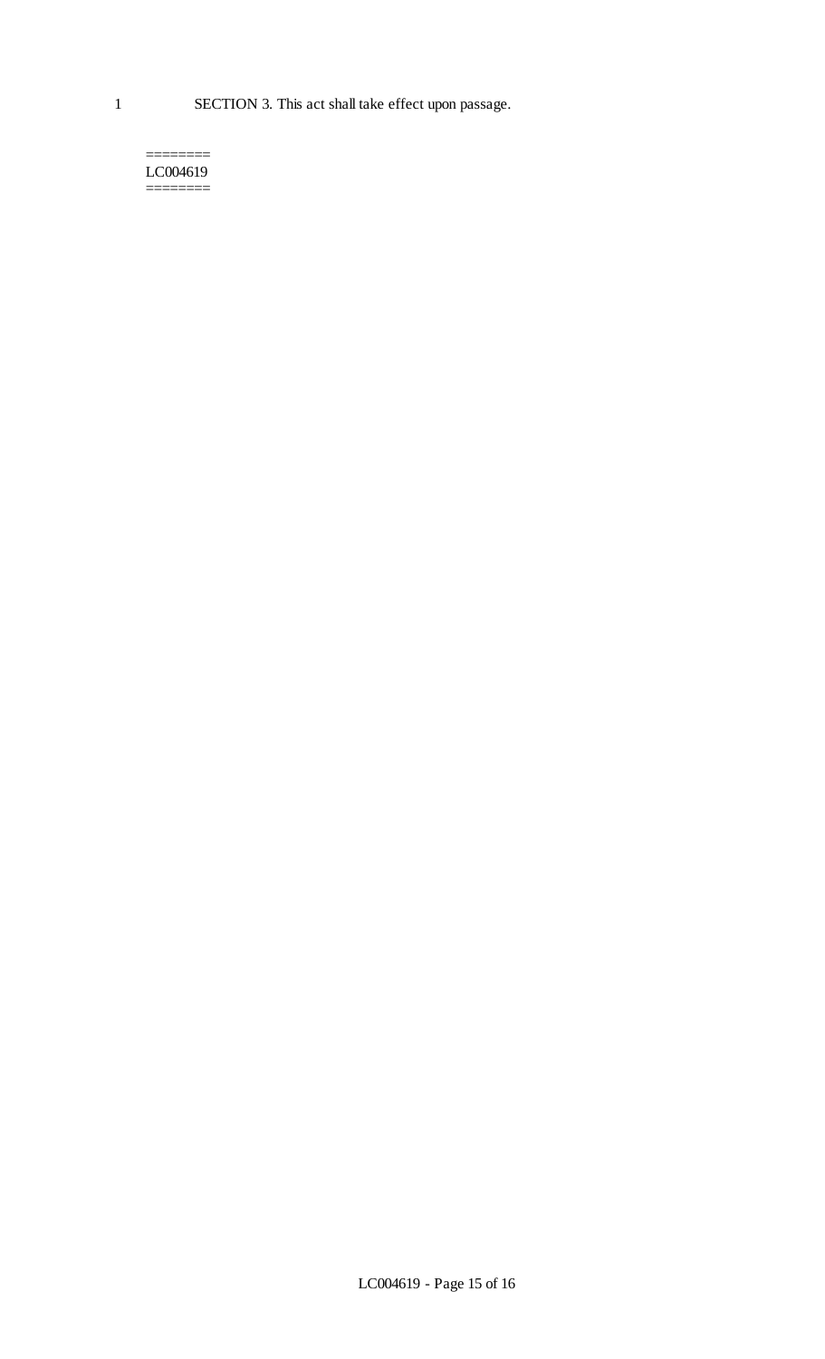SECTION 3. This act shall take effect upon passage.

========
LC004619
========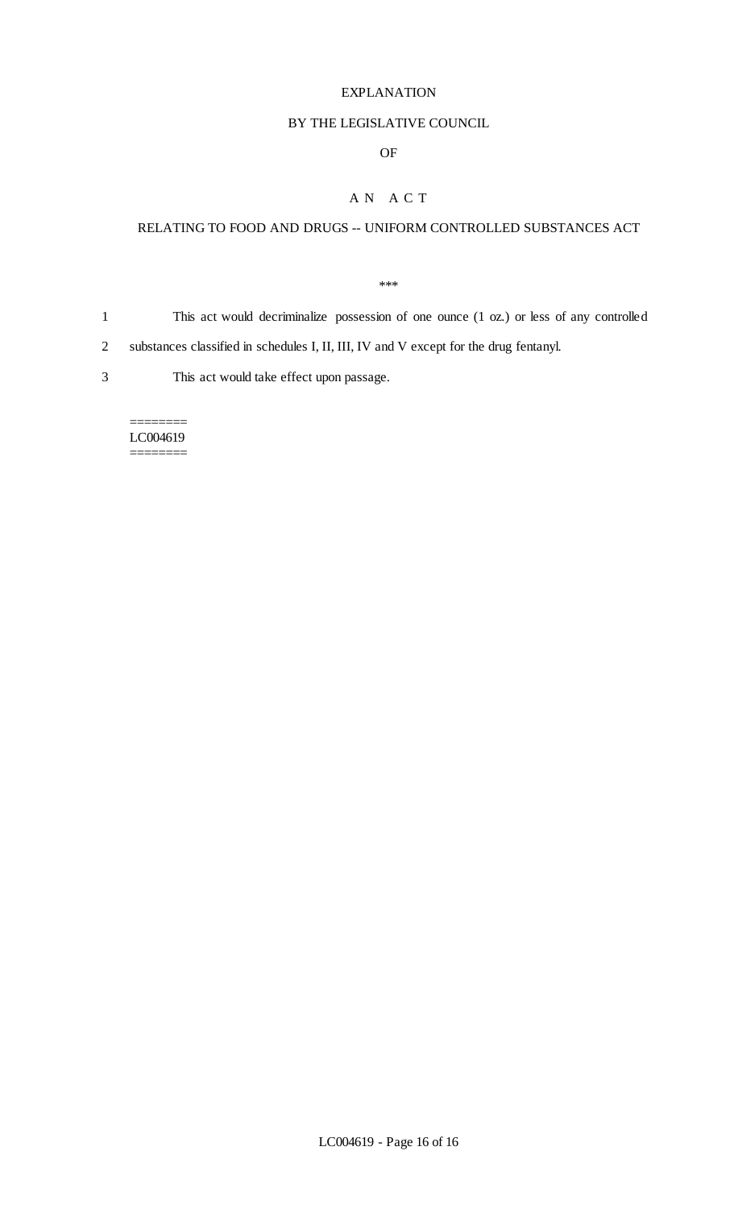EXPLANATION

BY THE LEGISLATIVE COUNCIL

OF

A N A C T

RELATING TO FOOD AND DRUGS -- UNIFORM CONTROLLED SUBSTANCES ACT

\*\*\*

1 This act would decriminalize possession of one ounce (1 oz.) or less of any controlled

2 substances classified in schedules I, II, III, IV and V except for the drug fentanyl.

3 This act would take effect upon passage.

========
LC004619
========